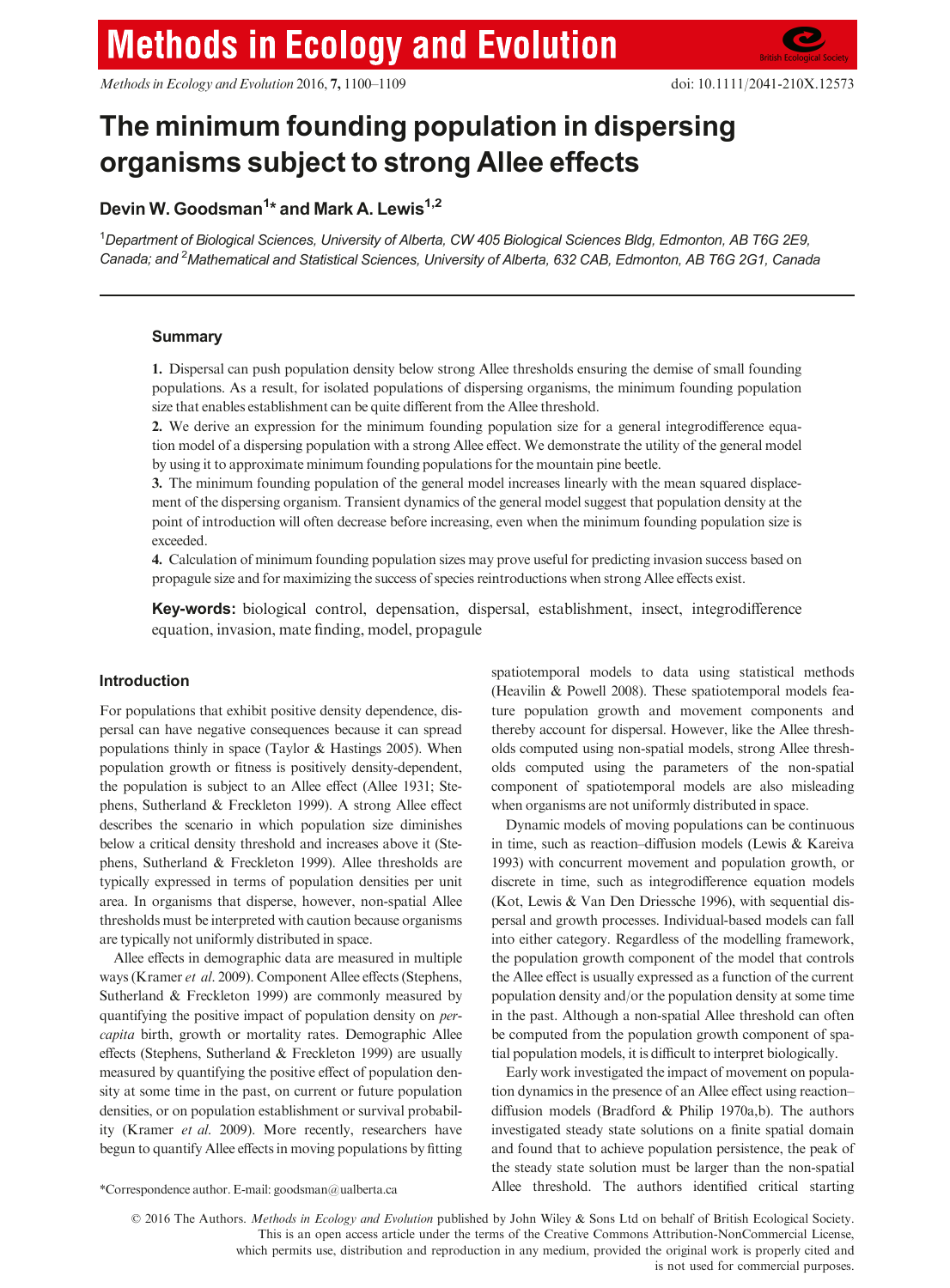# The minimum founding population in dispersing organisms subject to strong Allee effects

**Devin W. Goodsman[1]* and Mark A. Lewis[1,2]**

[1]*Department of Biological Sciences, University of Alberta, CW 405 Biological Sciences Bldg, Edmonton, AB T6G 2E9, Canada; and* [2]*Mathematical and Statistical Sciences, University of Alberta, 632 CAB, Edmonton, AB T6G 2G1, Canada*

## Summary

**1.** Dispersal can push population density below strong Allee thresholds ensuring the demise of small founding populations. As a result, for isolated populations of dispersing organisms, the minimum founding population size that enables establishment can be quite different from the Allee threshold.

**2.** We derive an expression for the minimum founding population size for a general integrodifference equation model of a dispersing population with a strong Allee effect. We demonstrate the utility of the general model by using it to approximate minimum founding populations for the mountain pine beetle.

**3.** The minimum founding population of the general model increases linearly with the mean squared displacement of the dispersing organism. Transient dynamics of the general model suggest that population density at the point of introduction will often decrease before increasing, even when the minimum founding population size is exceeded.

**4.** Calculation of minimum founding population sizes may prove useful for predicting invasion success based on propagule size and for maximizing the success of species reintroductions when strong Allee effects exist.

**Key-words:** biological control, depensation, dispersal, establishment, insect, integrodifference equation, invasion, mate finding, model, propagule

## Introduction

For populations that exhibit positive density dependence, dispersal can have negative consequences because it can spread populations thinly in space (Taylor & Hastings 2005). When population growth or fitness is positively density-dependent, the population is subject to an Allee effect (Allee 1931; Stephens, Sutherland & Freckleton 1999). A strong Allee effect describes the scenario in which population size diminishes below a critical density threshold and increases above it (Stephens, Sutherland & Freckleton 1999). Allee thresholds are typically expressed in terms of population densities per unit area. In organisms that disperse, however, non-spatial Allee thresholds must be interpreted with caution because organisms are typically not uniformly distributed in space.

Allee effects in demographic data are measured in multiple ways (Kramer *et al.* 2009). Component Allee effects (Stephens, Sutherland & Freckleton 1999) are commonly measured by quantifying the positive impact of population density on *per-capita* birth, growth or mortality rates. Demographic Allee effects (Stephens, Sutherland & Freckleton 1999) are usually measured by quantifying the positive effect of population density at some time in the past, on current or future population densities, or on population establishment or survival probability (Kramer *et al.* 2009). More recently, researchers have begun to quantify Allee effects in moving populations by fitting spatiotemporal models to data using statistical methods (Heavilin & Powell 2008). These spatiotemporal models feature population growth and movement components and thereby account for dispersal. However, like the Allee thresholds computed using non-spatial models, strong Allee thresholds computed using the parameters of the non-spatial component of spatiotemporal models are also misleading when organisms are not uniformly distributed in space.

Dynamic models of moving populations can be continuous in time, such as reaction–diffusion models (Lewis & Kareiva 1993) with concurrent movement and population growth, or discrete in time, such as integrodifference equation models (Kot, Lewis & Van Den Driessche 1996), with sequential dispersal and growth processes. Individual-based models can fall into either category. Regardless of the modelling framework, the population growth component of the model that controls the Allee effect is usually expressed as a function of the current population density and/or the population density at some time in the past. Although a non-spatial Allee threshold can often be computed from the population growth component of spatial population models, it is difficult to interpret biologically.

Early work investigated the impact of movement on population dynamics in the presence of an Allee effect using reaction–diffusion models (Bradford & Philip 1970a,b). The authors investigated steady state solutions on a finite spatial domain and found that to achieve population persistence, the peak of the steady state solution must be larger than the non-spatial Allee threshold. The authors identified critical starting

*Correspondence author. E-mail: goodsman@ualberta.ca

© 2016 The Authors. *Methods in Ecology and Evolution* published by John Wiley & Sons Ltd on behalf of British Ecological Society. This is an open access article under the terms of the Creative Commons Attribution-NonCommercial License, which permits use, distribution and reproduction in any medium, provided the original work is properly cited and is not used for commercial purposes.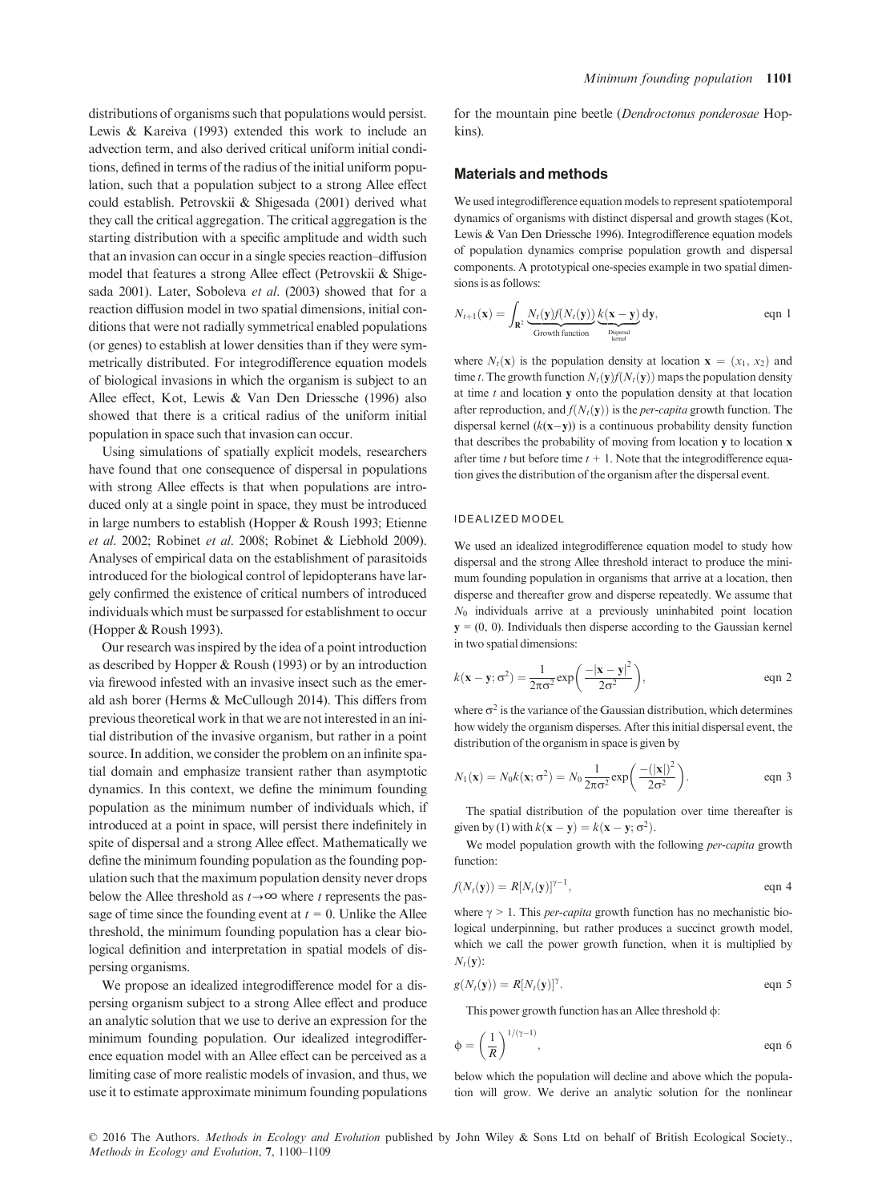distributions of organisms such that populations would persist. Lewis & Kareiva (1993) extended this work to include an advection term, and also derived critical uniform initial conditions, defined in terms of the radius of the initial uniform population, such that a population subject to a strong Allee effect could establish. Petrovskii & Shigesada (2001) derived what they call the critical aggregation. The critical aggregation is the starting distribution with a specific amplitude and width such that an invasion can occur in a single species reaction–diffusion model that features a strong Allee effect (Petrovskii & Shigesada 2001). Later, Soboleva *et al.* (2003) showed that for a reaction diffusion model in two spatial dimensions, initial conditions that were not radially symmetrical enabled populations (or genes) to establish at lower densities than if they were symmetrically distributed. For integrodifference equation models of biological invasions in which the organism is subject to an Allee effect, Kot, Lewis & Van Den Driessche (1996) also showed that there is a critical radius of the uniform initial population in space such that invasion can occur.

Using simulations of spatially explicit models, researchers have found that one consequence of dispersal in populations with strong Allee effects is that when populations are introduced only at a single point in space, they must be introduced in large numbers to establish (Hopper & Roush 1993; Etienne *et al.* 2002; Robinet *et al.* 2008; Robinet & Liebhold 2009). Analyses of empirical data on the establishment of parasitoids introduced for the biological control of lepidopterans have largely confirmed the existence of critical numbers of introduced individuals which must be surpassed for establishment to occur (Hopper & Roush 1993).

Our research was inspired by the idea of a point introduction as described by Hopper & Roush (1993) or by an introduction via firewood infested with an invasive insect such as the emerald ash borer (Herms & McCullough 2014). This differs from previous theoretical work in that we are not interested in an initial distribution of the invasive organism, but rather in a point source. In addition, we consider the problem on an infinite spatial domain and emphasize transient rather than asymptotic dynamics. In this context, we define the minimum founding population as the minimum number of individuals which, if introduced at a point in space, will persist there indefinitely in spite of dispersal and a strong Allee effect. Mathematically we define the minimum founding population as the founding population such that the maximum population density never drops below the Allee threshold as $t \to \infty$ where $t$ represents the passage of time since the founding event at $t = 0$. Unlike the Allee threshold, the minimum founding population has a clear biological definition and interpretation in spatial models of dispersing organisms.

We propose an idealized integrodifference model for a dispersing organism subject to a strong Allee effect and produce an analytic solution that we use to derive an expression for the minimum founding population. Our idealized integrodifference equation model with an Allee effect can be perceived as a limiting case of more realistic models of invasion, and thus, we use it to estimate approximate minimum founding populations for the mountain pine beetle (*Dendroctonus ponderosae* Hopkins).

## Materials and methods

We used integrodifference equation models to represent spatiotemporal dynamics of organisms with distinct dispersal and growth stages (Kot, Lewis & Van Den Driessche 1996). Integrodifference equation models of population dynamics comprise population growth and dispersal components. A prototypical one-species example in two spatial dimensions is as follows:

$$N_{t+1}(\mathbf{x}) = \int_{\mathbf{R}^2} \underbrace{N_t(\mathbf{y}) f(N_t(\mathbf{y}))}_{\text{Growth function}} \underbrace{k(\mathbf{x}-\mathbf{y})}_{\text{Dispersal kernel}} \, \mathrm{d}\mathbf{y}, \qquad \text{eqn 1}$$

where $N_t(\mathbf{x})$ is the population density at location $\mathbf{x} = (x_1, x_2)$ and time $t$. The growth function $N_t(\mathbf{y})f(N_t(\mathbf{y}))$ maps the population density at time $t$ and location $\mathbf{y}$ onto the population density at that location after reproduction, and $f(N_t(\mathbf{y}))$ is the *per-capita* growth function. The dispersal kernel ($k(\mathbf{x}-\mathbf{y})$) is a continuous probability density function that describes the probability of moving from location $\mathbf{y}$ to location $\mathbf{x}$ after time $t$ but before time $t + 1$. Note that the integrodifference equation gives the distribution of the organism after the dispersal event.

### IDEALIZED MODEL

We used an idealized integrodifference equation model to study how dispersal and the strong Allee threshold interact to produce the minimum founding population in organisms that arrive at a location, then disperse and thereafter grow and disperse repeatedly. We assume that $N_0$ individuals arrive at a previously uninhabited point location $\mathbf{y} = (0, 0)$. Individuals then disperse according to the Gaussian kernel in two spatial dimensions:

$$k(\mathbf{x}-\mathbf{y}; \sigma^2) = \frac{1}{2\pi\sigma^2} \exp\left(\frac{-|\mathbf{x}-\mathbf{y}|^2}{2\sigma^2}\right), \qquad \text{eqn 2}$$

where $\sigma^2$ is the variance of the Gaussian distribution, which determines how widely the organism disperses. After this initial dispersal event, the distribution of the organism in space is given by

$$N_1(\mathbf{x}) = N_0 k(\mathbf{x}; \sigma^2) = N_0 \frac{1}{2\pi\sigma^2} \exp\left(\frac{-(|\mathbf{x}|)^2}{2\sigma^2}\right). \qquad \text{eqn 3}$$

The spatial distribution of the population over time thereafter is given by (1) with $k(\mathbf{x}-\mathbf{y}) = k(\mathbf{x}-\mathbf{y}; \sigma^2)$.

We model population growth with the following *per-capita* growth function:

$$f(N_t(\mathbf{y})) = R[N_t(\mathbf{y})]^{\gamma-1}, \qquad \text{eqn 4}$$

where $\gamma > 1$. This *per-capita* growth function has no mechanistic biological underpinning, but rather produces a succinct growth model, which we call the power growth function, when it is multiplied by $N_t(\mathbf{y})$:

$$g(N_t(\mathbf{y})) = R[N_t(\mathbf{y})]^{\gamma}. \qquad \text{eqn 5}$$

This power growth function has an Allee threshold $\phi$:

$$\phi = \left(\frac{1}{R}\right)^{1/(\gamma-1)}, \qquad \text{eqn 6}$$

below which the population will decline and above which the population will grow. We derive an analytic solution for the nonlinear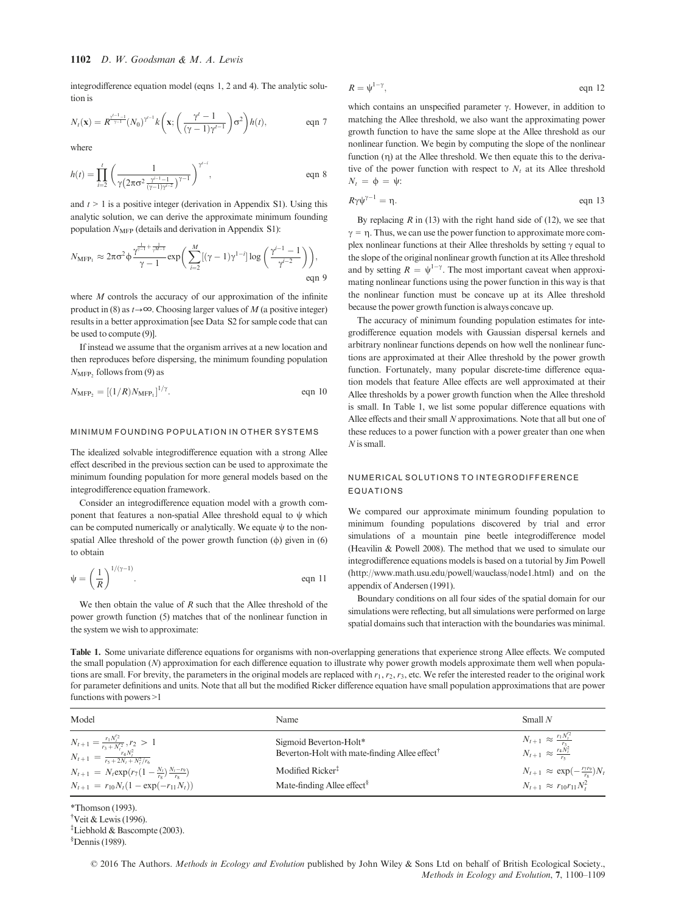integrodifference equation model (eqns 1, 2 and 4). The analytic solution is

$$N_t(\mathbf{x}) = R^{\frac{\gamma^{t-1}-1}{\gamma-1}}(N_0)^{\gamma^{t-1}} k\left(\mathbf{x}; \left(\frac{\gamma^t - 1}{(\gamma-1)\gamma^{t-1}}\right)\sigma^2\right) h(t), \qquad \text{eqn 7}$$

where

$$h(t) = \prod_{i=2}^{t} \left( \frac{1}{\gamma\left(2\pi\sigma^2 \frac{\gamma^{i-1}-1}{(\gamma-1)\gamma^{i-2}}\right)^{\gamma-1}} \right)^{\gamma^{t-i}}, \qquad \text{eqn 8}$$

and $t > 1$ is a positive integer (derivation in Appendix S1). Using this analytic solution, we can derive the approximate minimum founding population $N_{\text{MFP}}$ (details and derivation in Appendix S1):

$$N_{\text{MFP}_1} \approx 2\pi\sigma^2 \phi \frac{\gamma^{\frac{1}{\gamma-1}+\frac{1}{\gamma^M-1}}}{\gamma - 1} \exp\left( \sum_{i=2}^{M} [(\gamma-1)\gamma^{1-i}] \log\left( \frac{\gamma^{i-1}-1}{\gamma^{i-2}} \right) \right), \qquad \text{eqn 9}$$

where $M$ controls the accuracy of our approximation of the infinite product in (8) as $t \to \infty$. Choosing larger values of $M$ (a positive integer) results in a better approximation [see Data S2 for sample code that can be used to compute (9)].

If instead we assume that the organism arrives at a new location and then reproduces before dispersing, the minimum founding population $N_{\text{MFP}_2}$ follows from (9) as

$$N_{\text{MFP}_2} = [(1/R)N_{\text{MFP}_1}]^{1/\gamma}. \qquad \text{eqn 10}$$

## MINIMUM FOUNDING POPULATION IN OTHER SYSTEMS

The idealized solvable integrodifference equation with a strong Allee effect described in the previous section can be used to approximate the minimum founding population for more general models based on the integrodifference equation framework.

Consider an integrodifference equation model with a growth component that features a non-spatial Allee threshold equal to $\psi$ which can be computed numerically or analytically. We equate $\psi$ to the non-spatial Allee threshold of the power growth function ($\phi$) given in (6) to obtain

$$\psi = \left(\frac{1}{R}\right)^{1/(\gamma-1)}. \qquad \text{eqn 11}$$

We then obtain the value of $R$ such that the Allee threshold of the power growth function (5) matches that of the nonlinear function in the system we wish to approximate:

$$R = \psi^{1-\gamma}, \qquad \text{eqn 12}$$

which contains an unspecified parameter $\gamma$. However, in addition to matching the Allee threshold, we also want the approximating power growth function to have the same slope at the Allee threshold as our nonlinear function. We begin by computing the slope of the nonlinear function ($\eta$) at the Allee threshold. We then equate this to the derivative of the power function with respect to $N_t$ at its Allee threshold $N_t = \phi = \psi$:

$$R\gamma\psi^{\gamma-1} = \eta. \qquad \text{eqn 13}$$

By replacing $R$ in (13) with the right hand side of (12), we see that $\gamma = \eta$. Thus, we can use the power function to approximate more complex nonlinear functions at their Allee thresholds by setting $\gamma$ equal to the slope of the original nonlinear growth function at its Allee threshold and by setting $R = \psi^{1-\gamma}$. The most important caveat when approximating nonlinear functions using the power function in this way is that the nonlinear function must be concave up at its Allee threshold because the power growth function is always concave up.

The accuracy of minimum founding population estimates for integrodifference equation models with Gaussian dispersal kernels and arbitrary nonlinear functions depends on how well the nonlinear functions are approximated at their Allee threshold by the power growth function. Fortunately, many popular discrete-time difference equation models that feature Allee effects are well approximated at their Allee thresholds by a power growth function when the Allee threshold is small. In Table 1, we list some popular difference equations with Allee effects and their small $N$ approximations. Note that all but one of these reduces to a power function with a power greater than one when $N$ is small.

## NUMERICAL SOLUTIONS TO INTEGRODIFFERENCE EQUATIONS

We compared our approximate minimum founding population to minimum founding populations discovered by trial and error simulations of a mountain pine beetle integrodifference model (Heavilin & Powell 2008). The method that we used to simulate our integrodifference equations models is based on a tutorial by Jim Powell (http://www.math.usu.edu/powell/wauclass/node1.html) and on the appendix of Andersen (1991).

Boundary conditions on all four sides of the spatial domain for our simulations were reflecting, but all simulations were performed on large spatial domains such that interaction with the boundaries was minimal.

**Table 1.** Some univariate difference equations for organisms with non-overlapping generations that experience strong Allee effects. We computed the small population ($N$) approximation for each difference equation to illustrate why power growth models approximate them well when populations are small. For brevity, the parameters in the original models are replaced with $r_1, r_2, r_3$, etc. We refer the interested reader to the original work for parameter definitions and units. Note that all but the modified Ricker difference equation have small population approximations that are power functions with powers >1

| Model | Name | Small $N$ |
|---|---|---|
| $N_{t+1} = \frac{r_1 N_t^{r_2}}{r_3 + N_t^{r_2}}, r_2 > 1$ | Sigmoid Beverton-Holt* | $N_{t+1} \approx \frac{r_1 N_t^{r_2}}{r_3}$ |
| $N_{t+1} = \frac{r_4 N_t^2}{r_5 + 2N_t + N_t^2/r_6}$ | Beverton-Holt with mate-finding Allee effect† | $N_{t+1} \approx \frac{r_4 N_t^2}{r_5}$ |
| $N_{t+1} = N_t \exp(r_7(1 - \frac{N_t}{r_8})\frac{N_t - r_9}{r_8})$ | Modified Ricker‡ | $N_{t+1} \approx \exp(-\frac{r_7 r_9}{r_8})N_t$ |
| $N_{t+1} = r_{10}N_t(1 - \exp(-r_{11}N_t))$ | Mate-finding Allee effect§ | $N_{t+1} \approx r_{10}r_{11}N_t^2$ |

*Thomson (1993).
†Veit & Lewis (1996).
‡Liebhold & Bascompte (2003).
§Dennis (1989).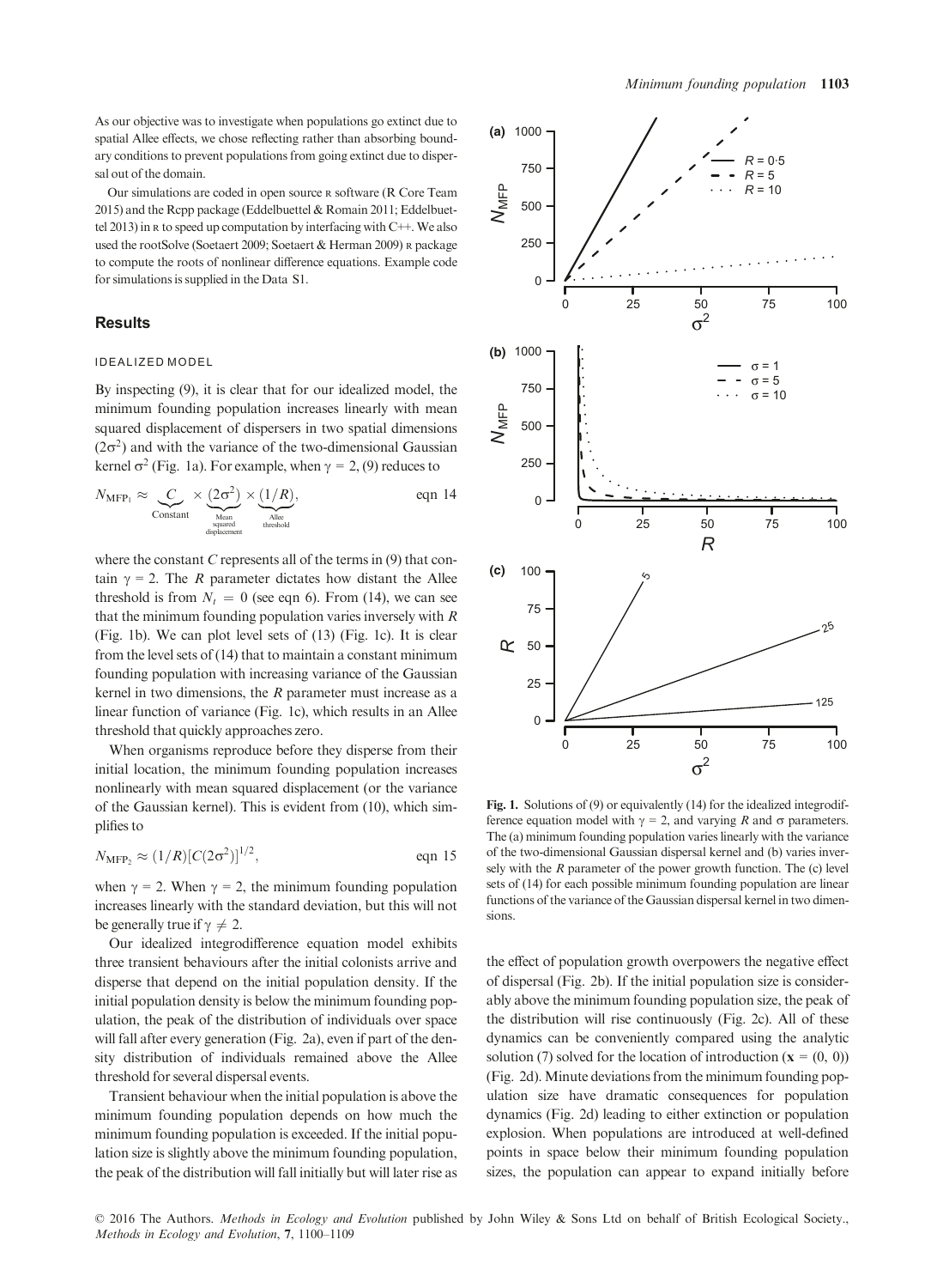As our objective was to investigate when populations go extinct due to spatial Allee effects, we chose reflecting rather than absorbing boundary conditions to prevent populations from going extinct due to dispersal out of the domain.

Our simulations are coded in open source R software (R Core Team 2015) and the Rcpp package (Eddelbuettel & Romain 2011; Eddelbuettel 2013) in R to speed up computation by interfacing with C++. We also used the rootSolve (Soetaert 2009; Soetaert & Herman 2009) R package to compute the roots of nonlinear difference equations. Example code for simulations is supplied in the Data S1.

## Results

### IDEALIZED MODEL

By inspecting (9), it is clear that for our idealized model, the minimum founding population increases linearly with mean squared displacement of dispersers in two spatial dimensions ($2\sigma^2$) and with the variance of the two-dimensional Gaussian kernel $\sigma^2$ (Fig. 1a). For example, when $\gamma = 2$, (9) reduces to

$$N_{\mathrm{MFP}_1} \approx \underbrace{C}_{\text{Constant}} \times \underbrace{(2\sigma^2)}_{\substack{\text{Mean}\\\text{squared}\\\text{displacement}}} \times \underbrace{(1/R)}_{\substack{\text{Allee}\\\text{threshold}}}, \qquad \text{eqn 14}$$

where the constant $C$ represents all of the terms in (9) that contain $\gamma = 2$. The $R$ parameter dictates how distant the Allee threshold is from $N_t = 0$ (see eqn 6). From (14), we can see that the minimum founding population varies inversely with $R$ (Fig. 1b). We can plot level sets of (13) (Fig. 1c). It is clear from the level sets of (14) that to maintain a constant minimum founding population with increasing variance of the Gaussian kernel in two dimensions, the $R$ parameter must increase as a linear function of variance (Fig. 1c), which results in an Allee threshold that quickly approaches zero.

When organisms reproduce before they disperse from their initial location, the minimum founding population increases nonlinearly with mean squared displacement (or the variance of the Gaussian kernel). This is evident from (10), which simplifies to

$$N_{\mathrm{MFP}_2} \approx (1/R)[C(2\sigma^2)]^{1/2}, \qquad \text{eqn 15}$$

when $\gamma = 2$. When $\gamma = 2$, the minimum founding population increases linearly with the standard deviation, but this will not be generally true if $\gamma \neq 2$.

Our idealized integrodifference equation model exhibits three transient behaviours after the initial colonists arrive and disperse that depend on the initial population density. If the initial population density is below the minimum founding population, the peak of the distribution of individuals over space will fall after every generation (Fig. 2a), even if part of the density distribution of individuals remained above the Allee threshold for several dispersal events.

Transient behaviour when the initial population is above the minimum founding population depends on how much the minimum founding population is exceeded. If the initial population size is slightly above the minimum founding population, the peak of the distribution will fall initially but will later rise as the effect of population growth overpowers the negative effect of dispersal (Fig. 2b). If the initial population size is considerably above the minimum founding population size, the peak of the distribution will rise continuously (Fig. 2c). All of these dynamics can be conveniently compared using the analytic solution (7) solved for the location of introduction ($\mathbf{x} = (0, 0)$) (Fig. 2d). Minute deviations from the minimum founding population size have dramatic consequences for population dynamics (Fig. 2d) leading to either extinction or population explosion. When populations are introduced at well-defined points in space below their minimum founding population sizes, the population can appear to expand initially before

**Fig. 1.** Solutions of (9) or equivalently (14) for the idealized integrodifference equation model with $\gamma = 2$, and varying $R$ and $\sigma$ parameters. The (a) minimum founding population varies linearly with the variance of the two-dimensional Gaussian dispersal kernel and (b) varies inversely with the $R$ parameter of the power growth function. The (c) level sets of (14) for each possible minimum founding population are linear functions of the variance of the Gaussian dispersal kernel in two dimensions.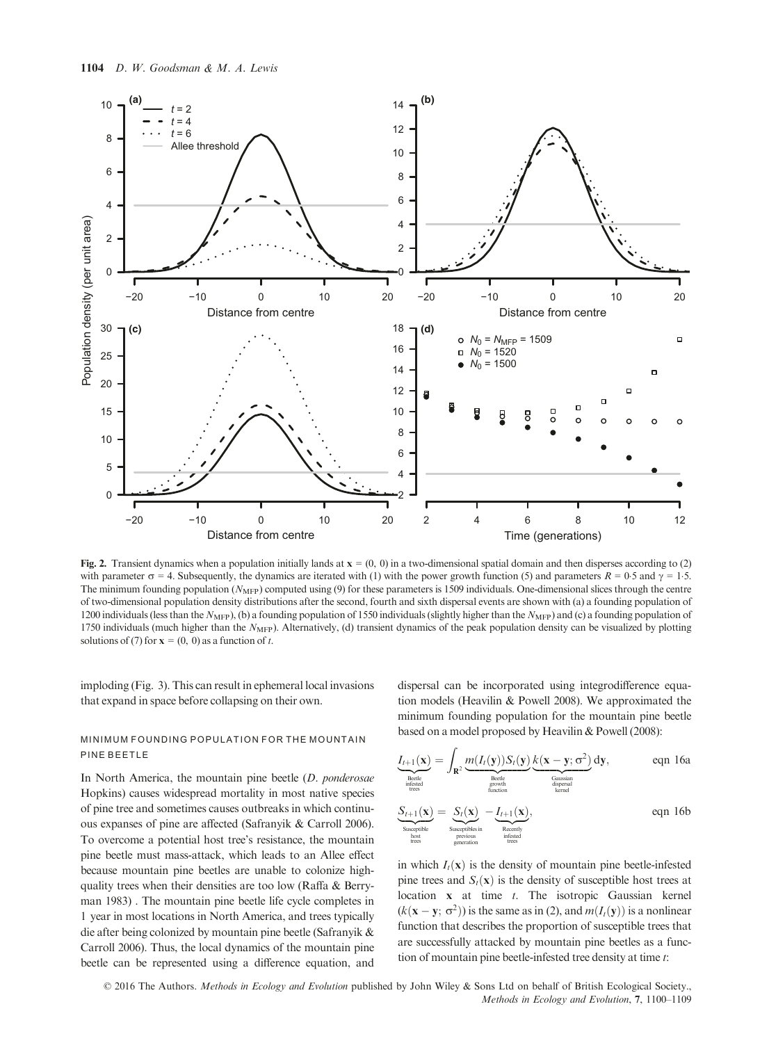Fig. 2. Transient dynamics when a population initially lands at $\mathbf{x} = (0, 0)$ in a two-dimensional spatial domain and then disperses according to (2) with parameter $\sigma = 4$. Subsequently, the dynamics are iterated with (1) with the power growth function (5) and parameters $R = 0{\cdot}5$ and $\gamma = 1{\cdot}5$. The minimum founding population ($N_{\mathrm{MFP}}$) computed using (9) for these parameters is 1509 individuals. One-dimensional slices through the centre of two-dimensional population density distributions after the second, fourth and sixth dispersal events are shown with (a) a founding population of 1200 individuals (less than the $N_{\mathrm{MFP}}$), (b) a founding population of 1550 individuals (slightly higher than the $N_{\mathrm{MFP}}$) and (c) a founding population of 1750 individuals (much higher than the $N_{\mathrm{MFP}}$). Alternatively, (d) transient dynamics of the peak population density can be visualized by plotting solutions of (7) for $\mathbf{x} = (0, 0)$ as a function of $t$.

imploding (Fig. 3). This can result in ephemeral local invasions that expand in space before collapsing on their own.

### MINIMUM FOUNDING POPULATION FOR THE MOUNTAIN PINE BEETLE

In North America, the mountain pine beetle (*D. ponderosae* Hopkins) causes widespread mortality in most native species of pine tree and sometimes causes outbreaks in which continuous expanses of pine are affected (Safranyik & Carroll 2006). To overcome a potential host tree's resistance, the mountain pine beetle must mass-attack, which leads to an Allee effect because mountain pine beetles are unable to colonize high-quality trees when their densities are too low (Raffa & Berryman 1983) . The mountain pine beetle life cycle completes in 1 year in most locations in North America, and trees typically die after being colonized by mountain pine beetle (Safranyik & Carroll 2006). Thus, the local dynamics of the mountain pine beetle can be represented using a difference equation, and dispersal can be incorporated using integrodifference equation models (Heavilin & Powell 2008). We approximated the minimum founding population for the mountain pine beetle based on a model proposed by Heavilin & Powell (2008):

$$\underbrace{I_{t+1}(\mathbf{x})}_{\substack{\text{Beetle}\\\text{infested}\\\text{trees}}} = \int_{\mathbf{R}^2} \underbrace{m(I_t(\mathbf{y}))S_t(\mathbf{y})}_{\substack{\text{Beetle}\\\text{growth}\\\text{function}}} \underbrace{k(\mathbf{x}-\mathbf{y};\sigma^2)}_{\substack{\text{Gaussian}\\\text{dispersal}\\\text{kernel}}} \,\mathrm{d}\mathbf{y}, \qquad \text{eqn 16a}$$

$$\underbrace{S_{t+1}(\mathbf{x})}_{\substack{\text{Susceptible}\\\text{host}\\\text{trees}}} = \underbrace{S_t(\mathbf{x})}_{\substack{\text{Susceptibles in}\\\text{previous}\\\text{generation}}} - \underbrace{I_{t+1}(\mathbf{x})}_{\substack{\text{Recently}\\\text{infested}\\\text{trees}}}, \qquad \text{eqn 16b}$$

in which $I_t(\mathbf{x})$ is the density of mountain pine beetle-infested pine trees and $S_t(\mathbf{x})$ is the density of susceptible host trees at location $\mathbf{x}$ at time $t$. The isotropic Gaussian kernel ($k(\mathbf{x}-\mathbf{y};\sigma^2)$) is the same as in (2), and $m(I_t(\mathbf{y}))$ is a nonlinear function that describes the proportion of susceptible trees that are successfully attacked by mountain pine beetles as a function of mountain pine beetle-infested tree density at time $t$: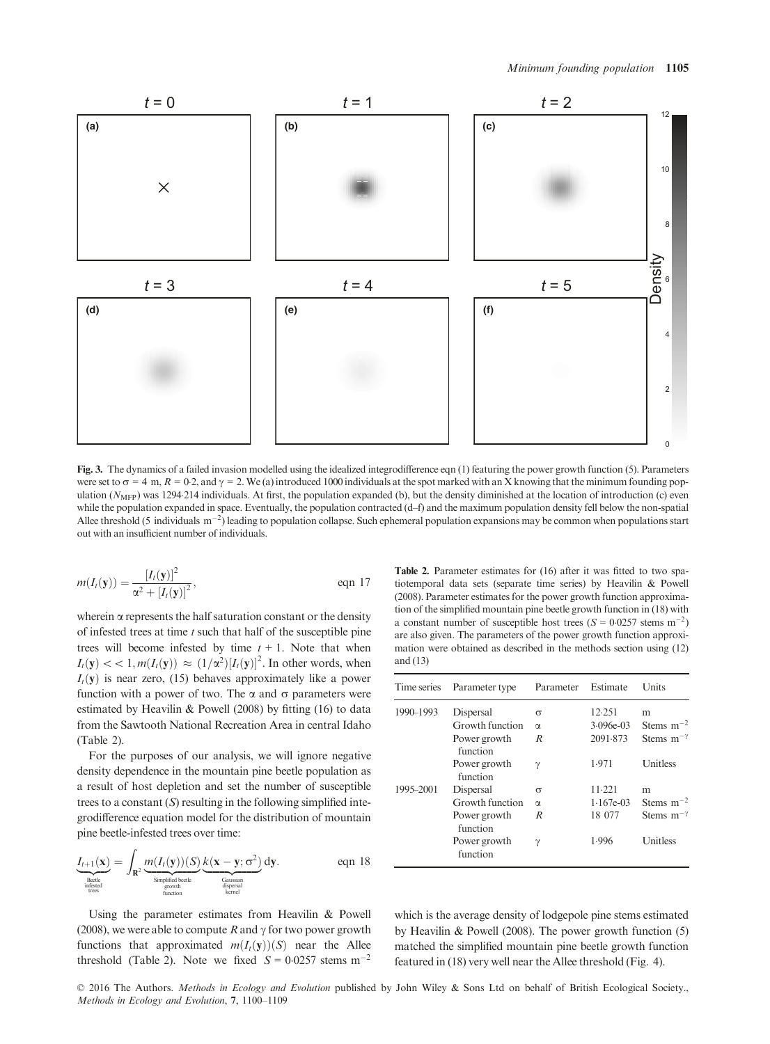**Fig. 3.** The dynamics of a failed invasion modelled using the idealized integrodifference eqn (1) featuring the power growth function (5). Parameters were set to $\sigma = 4$ m, $R = 0{\cdot}2$, and $\gamma = 2$. We (a) introduced 1000 individuals at the spot marked with an X knowing that the minimum founding population ($N_{\text{MFP}}$) was 1294·214 individuals. At first, the population expanded (b), but the density diminished at the location of introduction (c) even while the population expanded in space. Eventually, the population contracted (d–f) and the maximum population density fell below the non-spatial Allee threshold (5 individuals $\text{m}^{-2}$) leading to population collapse. Such ephemeral population expansions may be common when populations start out with an insufficient number of individuals.

$$m(I_t(\mathbf{y})) = \frac{[I_t(\mathbf{y})]^2}{\alpha^2 + [I_t(\mathbf{y})]^2}, \qquad \text{eqn 17}$$

wherein $\alpha$ represents the half saturation constant or the density of infested trees at time $t$ such that half of the susceptible pine trees will become infested by time $t + 1$. Note that when $I_t(\mathbf{y}) << 1, m(I_t(\mathbf{y})) \approx (1/\alpha^2)[I_t(\mathbf{y})]^2$. In other words, when $I_t(\mathbf{y})$ is near zero, (15) behaves approximately like a power function with a power of two. The $\alpha$ and $\sigma$ parameters were estimated by Heavilin & Powell (2008) by fitting (16) to data from the Sawtooth National Recreation Area in central Idaho (Table 2).

For the purposes of our analysis, we will ignore negative density dependence in the mountain pine beetle population as a result of host depletion and set the number of susceptible trees to a constant ($S$) resulting in the following simplified integrodifference equation model for the distribution of mountain pine beetle-infested trees over time:

$$\underbrace{I_{t+1}(\mathbf{x})}_{\substack{\text{Beetle} \\ \text{infested} \\ \text{trees}}} = \int_{\mathbf{R}^2} \underbrace{m(I_t(\mathbf{y}))(S)}_{\substack{\text{Simplified beetle} \\ \text{growth} \\ \text{function}}} \underbrace{k(\mathbf{x} - \mathbf{y}; \sigma^2)}_{\substack{\text{Gaussian} \\ \text{dispersal} \\ \text{kernel}}} \, d\mathbf{y}. \qquad \text{eqn 18}$$

Using the parameter estimates from Heavilin & Powell (2008), we were able to compute $R$ and $\gamma$ for two power growth functions that approximated $m(I_t(\mathbf{y}))(S)$ near the Allee threshold (Table 2). Note we fixed $S = 0{\cdot}0257$ stems $\text{m}^{-2}$ which is the average density of lodgepole pine stems estimated by Heavilin & Powell (2008). The power growth function (5) matched the simplified mountain pine beetle growth function featured in (18) very well near the Allee threshold (Fig. 4).

**Table 2.** Parameter estimates for (16) after it was fitted to two spatiotemporal data sets (separate time series) by Heavilin & Powell (2008). Parameter estimates for the power growth function approximation of the simplified mountain pine beetle growth function in (18) with a constant number of susceptible host trees ($S = 0{\cdot}0257$ stems $\text{m}^{-2}$) are also given. The parameters of the power growth function approximation were obtained as described in the methods section using (12) and (13)

| Time series | Parameter type | Parameter | Estimate | Units |
|---|---|---|---|---|
| 1990–1993 | Dispersal | $\sigma$ | 12·251 | m |
| | Growth function | $\alpha$ | 3·096e-03 | Stems $\text{m}^{-2}$ |
| | Power growth function | $R$ | 2091·873 | Stems $\text{m}^{-\gamma}$ |
| | Power growth function | $\gamma$ | 1·971 | Unitless |
| 1995–2001 | Dispersal | $\sigma$ | 11·221 | m |
| | Growth function | $\alpha$ | 1·167e-03 | Stems $\text{m}^{-2}$ |
| | Power growth function | $R$ | 18 077 | Stems $\text{m}^{-\gamma}$ |
| | Power growth function | $\gamma$ | 1·996 | Unitless |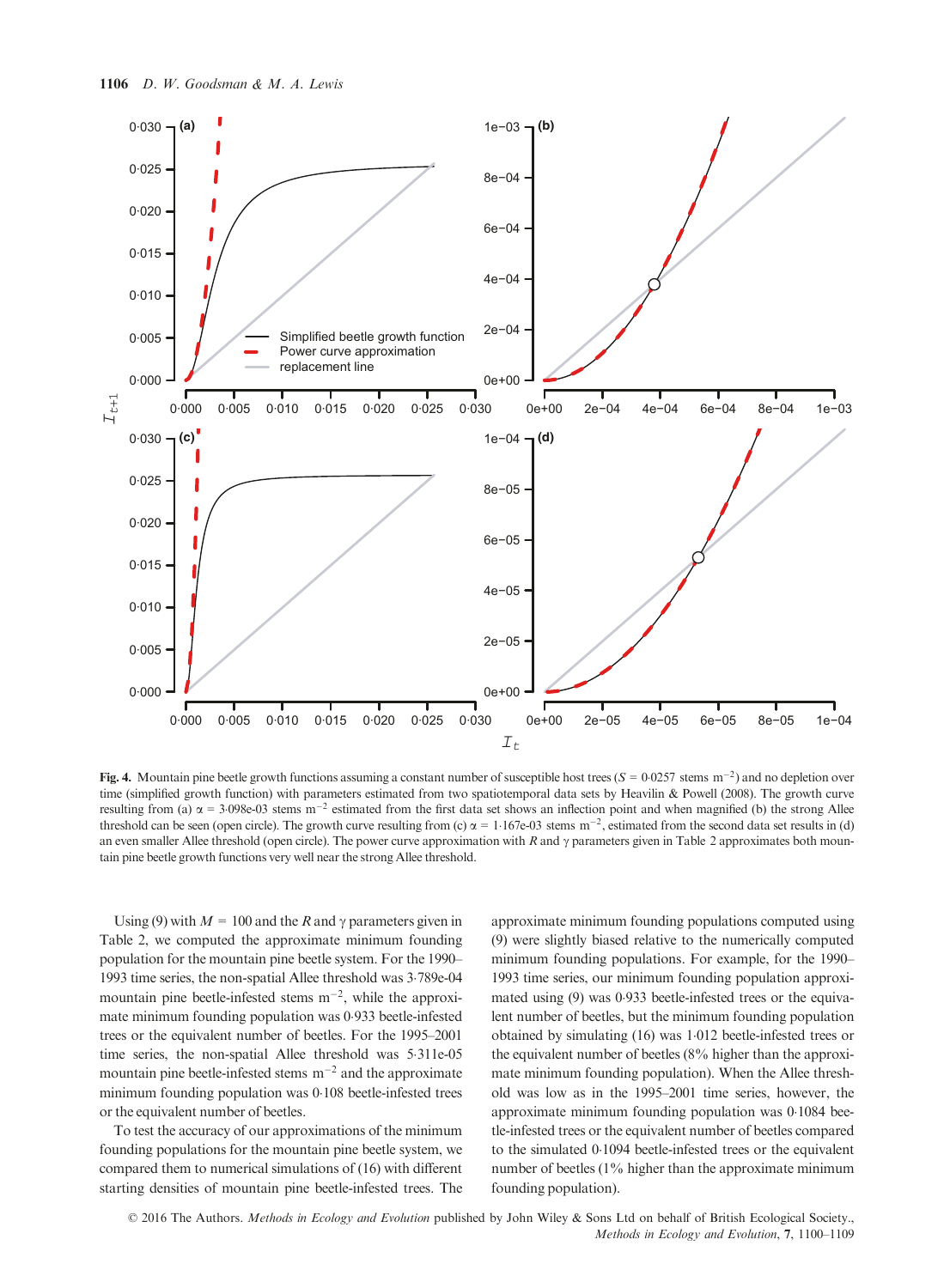**Fig. 4.** Mountain pine beetle growth functions assuming a constant number of susceptible host trees ($S = 0{\cdot}0257$ stems m$^{-2}$) and no depletion over time (simplified growth function) with parameters estimated from two spatiotemporal data sets by Heavilin & Powell (2008). The growth curve resulting from (a) $\alpha = 3{\cdot}098\text{e-}03$ stems m$^{-2}$ estimated from the first data set shows an inflection point and when magnified (b) the strong Allee threshold can be seen (open circle). The growth curve resulting from (c) $\alpha = 1{\cdot}167\text{e-}03$ stems m$^{-2}$, estimated from the second data set results in (d) an even smaller Allee threshold (open circle). The power curve approximation with $R$ and $\gamma$ parameters given in Table 2 approximates both mountain pine beetle growth functions very well near the strong Allee threshold.

Using (9) with $M = 100$ and the $R$ and $\gamma$ parameters given in Table 2, we computed the approximate minimum founding population for the mountain pine beetle system. For the 1990–1993 time series, the non-spatial Allee threshold was 3·789e-04 mountain pine beetle-infested stems m$^{-2}$, while the approximate minimum founding population was 0·933 beetle-infested trees or the equivalent number of beetles. For the 1995–2001 time series, the non-spatial Allee threshold was 5·311e-05 mountain pine beetle-infested stems m$^{-2}$ and the approximate minimum founding population was 0·108 beetle-infested trees or the equivalent number of beetles.

To test the accuracy of our approximations of the minimum founding populations for the mountain pine beetle system, we compared them to numerical simulations of (16) with different starting densities of mountain pine beetle-infested trees. The approximate minimum founding populations computed using (9) were slightly biased relative to the numerically computed minimum founding populations. For example, for the 1990–1993 time series, our minimum founding population approximated using (9) was 0·933 beetle-infested trees or the equivalent number of beetles, but the minimum founding population obtained by simulating (16) was 1·012 beetle-infested trees or the equivalent number of beetles (8% higher than the approximate minimum founding population). When the Allee threshold was low as in the 1995–2001 time series, however, the approximate minimum founding population was 0·1084 beetle-infested trees or the equivalent number of beetles compared to the simulated 0·1094 beetle-infested trees or the equivalent number of beetles (1% higher than the approximate minimum founding population).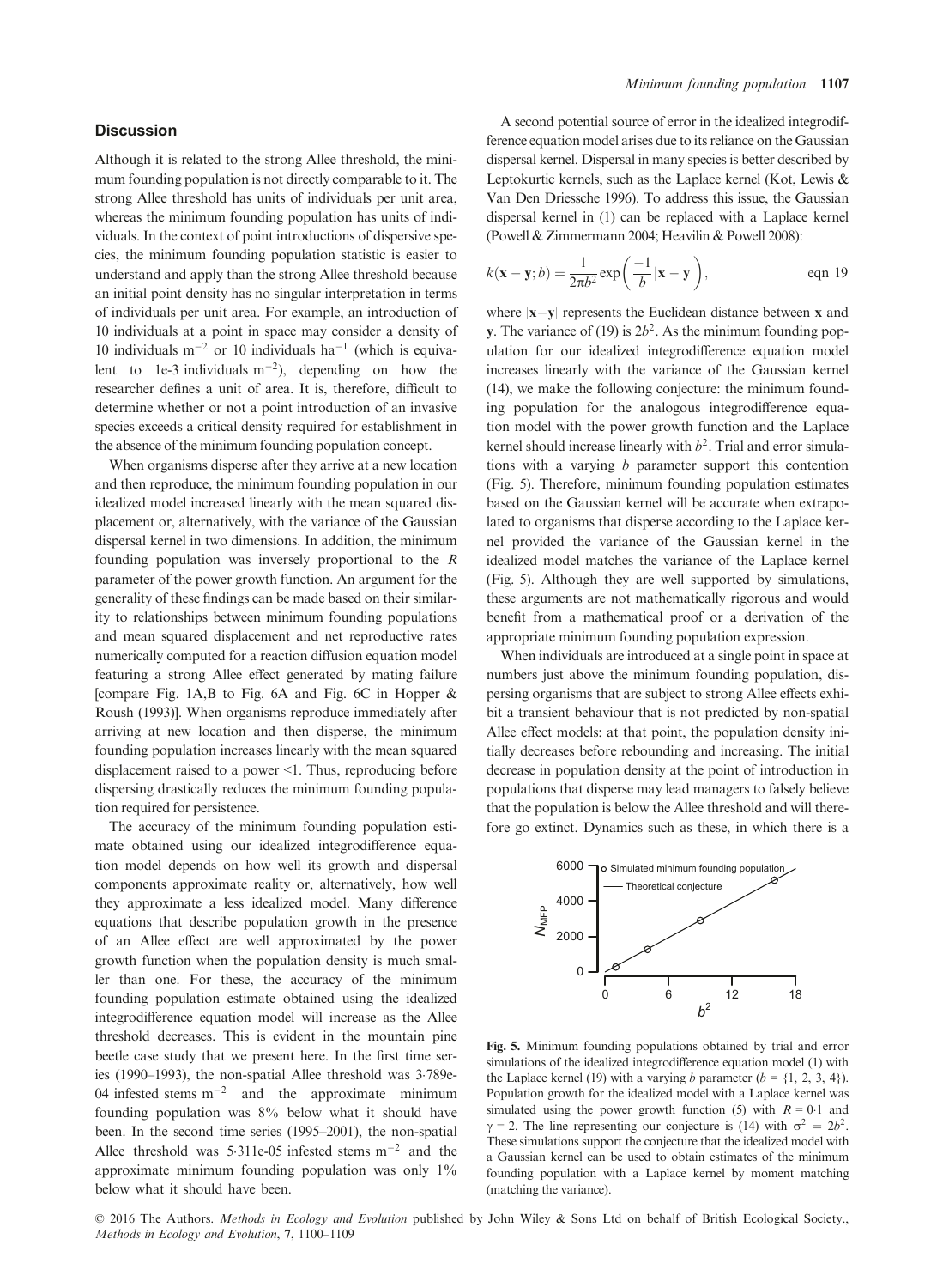## Discussion

Although it is related to the strong Allee threshold, the minimum founding population is not directly comparable to it. The strong Allee threshold has units of individuals per unit area, whereas the minimum founding population has units of individuals. In the context of point introductions of dispersive species, the minimum founding population statistic is easier to understand and apply than the strong Allee threshold because an initial point density has no singular interpretation in terms of individuals per unit area. For example, an introduction of 10 individuals at a point in space may consider a density of 10 individuals $m^{-2}$ or 10 individuals $ha^{-1}$ (which is equivalent to 1e-3 individuals $m^{-2}$), depending on how the researcher defines a unit of area. It is, therefore, difficult to determine whether or not a point introduction of an invasive species exceeds a critical density required for establishment in the absence of the minimum founding population concept.

When organisms disperse after they arrive at a new location and then reproduce, the minimum founding population in our idealized model increased linearly with the mean squared displacement or, alternatively, with the variance of the Gaussian dispersal kernel in two dimensions. In addition, the minimum founding population was inversely proportional to the $R$ parameter of the power growth function. An argument for the generality of these findings can be made based on their similarity to relationships between minimum founding populations and mean squared displacement and net reproductive rates numerically computed for a reaction diffusion equation model featuring a strong Allee effect generated by mating failure [compare Fig. 1A,B to Fig. 6A and Fig. 6C in Hopper & Roush (1993)]. When organisms reproduce immediately after arriving at new location and then disperse, the minimum founding population increases linearly with the mean squared displacement raised to a power <1. Thus, reproducing before dispersing drastically reduces the minimum founding population required for persistence.

The accuracy of the minimum founding population estimate obtained using our idealized integrodifference equation model depends on how well its growth and dispersal components approximate reality or, alternatively, how well they approximate a less idealized model. Many difference equations that describe population growth in the presence of an Allee effect are well approximated by the power growth function when the population density is much smaller than one. For these, the accuracy of the minimum founding population estimate obtained using the idealized integrodifference equation model will increase as the Allee threshold decreases. This is evident in the mountain pine beetle case study that we present here. In the first time series (1990–1993), the non-spatial Allee threshold was 3·789e-04 infested stems $m^{-2}$ and the approximate minimum founding population was 8% below what it should have been. In the second time series (1995–2001), the non-spatial Allee threshold was 5·311e-05 infested stems $m^{-2}$ and the approximate minimum founding population was only 1% below what it should have been.

A second potential source of error in the idealized integrodifference equation model arises due to its reliance on the Gaussian dispersal kernel. Dispersal in many species is better described by Leptokurtic kernels, such as the Laplace kernel (Kot, Lewis & Van Den Driessche 1996). To address this issue, the Gaussian dispersal kernel in (1) can be replaced with a Laplace kernel (Powell & Zimmermann 2004; Heavilin & Powell 2008):

$$k(\mathbf{x}-\mathbf{y};b) = \frac{1}{2\pi b^2}\exp\left(\frac{-1}{b}|\mathbf{x}-\mathbf{y}|\right), \qquad \text{eqn 19}$$

where $|\mathbf{x}-\mathbf{y}|$ represents the Euclidean distance between $\mathbf{x}$ and $\mathbf{y}$. The variance of (19) is $2b^2$. As the minimum founding population for our idealized integrodifference equation model increases linearly with the variance of the Gaussian kernel (14), we make the following conjecture: the minimum founding population for the analogous integrodifference equation model with the power growth function and the Laplace kernel should increase linearly with $b^2$. Trial and error simulations with a varying $b$ parameter support this contention (Fig. 5). Therefore, minimum founding population estimates based on the Gaussian kernel will be accurate when extrapolated to organisms that disperse according to the Laplace kernel provided the variance of the Gaussian kernel in the idealized model matches the variance of the Laplace kernel (Fig. 5). Although they are well supported by simulations, these arguments are not mathematically rigorous and would benefit from a mathematical proof or a derivation of the appropriate minimum founding population expression.

When individuals are introduced at a single point in space at numbers just above the minimum founding population, dispersing organisms that are subject to strong Allee effects exhibit a transient behaviour that is not predicted by non-spatial Allee effect models: at that point, the population density initially decreases before rebounding and increasing. The initial decrease in population density at the point of introduction in populations that disperse may lead managers to falsely believe that the population is below the Allee threshold and will therefore go extinct. Dynamics such as these, in which there is a

**Fig. 5.** Minimum founding populations obtained by trial and error simulations of the idealized integrodifference equation model (1) with the Laplace kernel (19) with a varying $b$ parameter ($b$ = {1, 2, 3, 4}). Population growth for the idealized model with a Laplace kernel was simulated using the power growth function (5) with $R$ = 0·1 and $\gamma$ = 2. The line representing our conjecture is (14) with $\sigma^2 = 2b^2$. These simulations support the conjecture that the idealized model with a Gaussian kernel can be used to obtain estimates of the minimum founding population with a Laplace kernel by moment matching (matching the variance).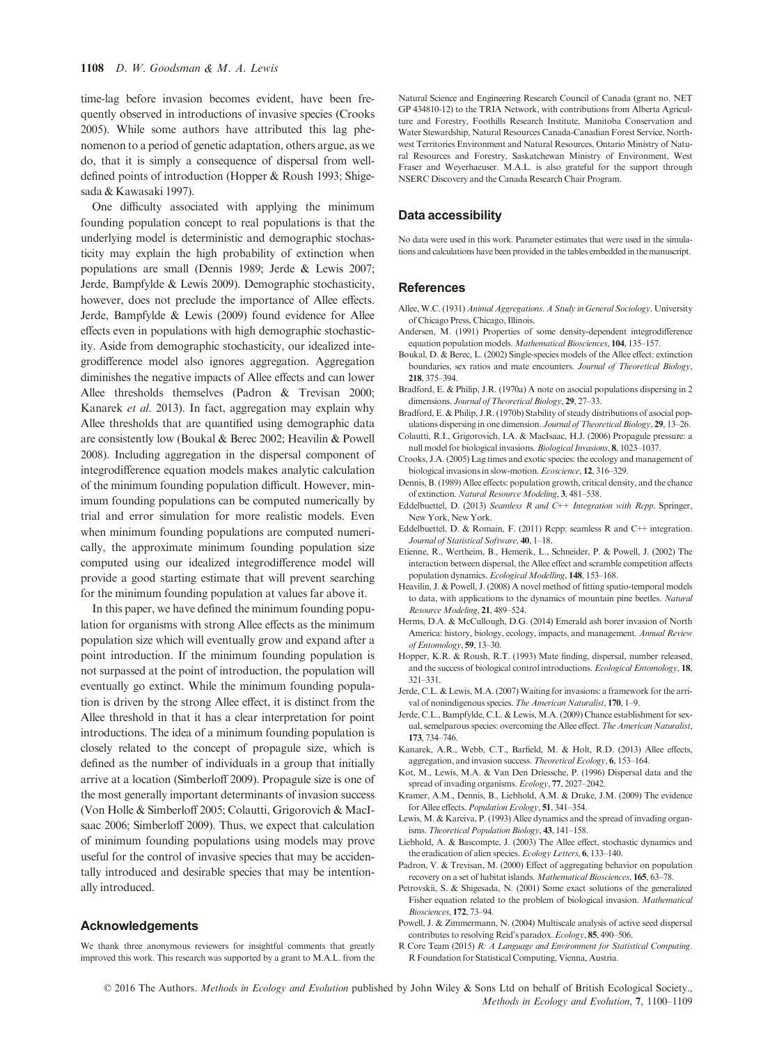time-lag before invasion becomes evident, have been frequently observed in introductions of invasive species (Crooks 2005). While some authors have attributed this lag phenomenon to a period of genetic adaptation, others argue, as we do, that it is simply a consequence of dispersal from well-defined points of introduction (Hopper & Roush 1993; Shigesada & Kawasaki 1997).

One difficulty associated with applying the minimum founding population concept to real populations is that the underlying model is deterministic and demographic stochasticity may explain the high probability of extinction when populations are small (Dennis 1989; Jerde & Lewis 2007; Jerde, Bampfylde & Lewis 2009). Demographic stochasticity, however, does not preclude the importance of Allee effects. Jerde, Bampfylde & Lewis (2009) found evidence for Allee effects even in populations with high demographic stochasticity. Aside from demographic stochasticity, our idealized integrodifference model also ignores aggregation. Aggregation diminishes the negative impacts of Allee effects and can lower Allee thresholds themselves (Padron & Trevisan 2000; Kanarek *et al.* 2013). In fact, aggregation may explain why Allee thresholds that are quantified using demographic data are consistently low (Boukal & Berec 2002; Heavilin & Powell 2008). Including aggregation in the dispersal component of integrodifference equation models makes analytic calculation of the minimum founding population difficult. However, minimum founding populations can be computed numerically by trial and error simulation for more realistic models. Even when minimum founding populations are computed numerically, the approximate minimum founding population size computed using our idealized integrodifference model will provide a good starting estimate that will prevent searching for the minimum founding population at values far above it.

In this paper, we have defined the minimum founding population for organisms with strong Allee effects as the minimum population size which will eventually grow and expand after a point introduction. If the minimum founding population is not surpassed at the point of introduction, the population will eventually go extinct. While the minimum founding population is driven by the strong Allee effect, it is distinct from the Allee threshold in that it has a clear interpretation for point introductions. The idea of a minimum founding population is closely related to the concept of propagule size, which is defined as the number of individuals in a group that initially arrive at a location (Simberloff 2009). Propagule size is one of the most generally important determinants of invasion success (Von Holle & Simberloff 2005; Colautti, Grigorovich & MacIsaac 2006; Simberloff 2009). Thus, we expect that calculation of minimum founding populations using models may prove useful for the control of invasive species that may be accidentally introduced and desirable species that may be intentionally introduced.

## Acknowledgements

We thank three anonymous reviewers for insightful comments that greatly improved this work. This research was supported by a grant to M.A.L. from the Natural Science and Engineering Research Council of Canada (grant no. NET GP 434810-12) to the TRIA Network, with contributions from Alberta Agriculture and Forestry, Foothills Research Institute, Manitoba Conservation and Water Stewardship, Natural Resources Canada-Canadian Forest Service, Northwest Territories Environment and Natural Resources, Ontario Ministry of Natural Resources and Forestry, Saskatchewan Ministry of Environment, West Fraser and Weyerhaeuser. M.A.L. is also grateful for the support through NSERC Discovery and the Canada Research Chair Program.

## Data accessibility

No data were used in this work. Parameter estimates that were used in the simulations and calculations have been provided in the tables embedded in the manuscript.

## References

Allee, W.C. (1931) *Animal Aggregations. A Study in General Sociology*. University of Chicago Press, Chicago, Illinois.

Andersen, M. (1991) Properties of some density-dependent integrodifference equation population models. *Mathematical Biosciences*, **104**, 135–157.

Boukal, D. & Berec, L. (2002) Single-species models of the Allee effect: extinction boundaries, sex ratios and mate encounters. *Journal of Theoretical Biology*, **218**, 375–394.

Bradford, E. & Philip, J.R. (1970a) A note on asocial populations dispersing in 2 dimensions. *Journal of Theoretical Biology*, **29**, 27–33.

Bradford, E. & Philip, J.R. (1970b) Stability of steady distributions of asocial populations dispersing in one dimension. *Journal of Theoretical Biology*, **29**, 13–26.

Colautti, R.I., Grigorovich, I.A. & MacIsaac, H.J. (2006) Propagule pressure: a null model for biological invasions. *Biological Invasions*, **8**, 1023–1037.

Crooks, J.A. (2005) Lag times and exotic species: the ecology and management of biological invasions in slow-motion. *Ecoscience*, **12**, 316–329.

Dennis, B. (1989) Allee effects: population growth, critical density, and the chance of extinction. *Natural Resource Modeling*, **3**, 481–538.

Eddelbuettel, D. (2013) *Seamless R and C++ Integration with Rcpp*. Springer, New York, New York.

Eddelbuettel, D. & Romain, F. (2011) Rcpp: seamless R and C++ integration. *Journal of Statistical Software*, **40**, 1–18.

Etienne, R., Wertheim, B., Hemerik, L., Schneider, P. & Powell, J. (2002) The interaction between dispersal, the Allee effect and scramble competition affects population dynamics. *Ecological Modelling*, **148**, 153–168.

Heavilin, J. & Powell, J. (2008) A novel method of fitting spatio-temporal models to data, with applications to the dynamics of mountain pine beetles. *Natural Resource Modeling*, **21**, 489–524.

Herms, D.A. & McCullough, D.G. (2014) Emerald ash borer invasion of North America: history, biology, ecology, impacts, and management. *Annual Review of Entomology*, **59**, 13–30.

Hopper, K.R. & Roush, R.T. (1993) Mate finding, dispersal, number released, and the success of biological control introductions. *Ecological Entomology*, **18**, 321–331.

Jerde, C.L. & Lewis, M.A. (2007) Waiting for invasions: a framework for the arrival of nonindigenous species. *The American Naturalist*, **170**, 1–9.

Jerde, C.L., Bampfylde, C.L. & Lewis, M.A. (2009) Chance establishment for sexual, semelparous species: overcoming the Allee effect. *The American Naturalist*, **173**, 734–746.

Kanarek, A.R., Webb, C.T., Barfield, M. & Holt, R.D. (2013) Allee effects, aggregation, and invasion success. *Theoretical Ecology*, **6**, 153–164.

Kot, M., Lewis, M.A. & Van Den Driessche, P. (1996) Dispersal data and the spread of invading organisms. *Ecology*, **77**, 2027–2042.

Kramer, A.M., Dennis, B., Liebhold, A.M. & Drake, J.M. (2009) The evidence for Allee effects. *Population Ecology*, **51**, 341–354.

Lewis, M. & Kareiva, P. (1993) Allee dynamics and the spread of invading organisms. *Theoretical Population Biology*, **43**, 141–158.

Liebhold, A. & Bascompte, J. (2003) The Allee effect, stochastic dynamics and the eradication of alien species. *Ecology Letters*, **6**, 133–140.

Padron, V. & Trevisan, M. (2000) Effect of aggregating behavior on population recovery on a set of habitat islands. *Mathematical Biosciences*, **165**, 63–78.

Petrovskii, S. & Shigesada, N. (2001) Some exact solutions of the generalized Fisher equation related to the problem of biological invasion. *Mathematical Biosciences*, **172**, 73–94.

Powell, J. & Zimmermann, N. (2004) Multiscale analysis of active seed dispersal contributes to resolving Reid's paradox. *Ecology*, **85**, 490–506.

R Core Team (2015) *R: A Language and Environment for Statistical Computing*. R Foundation for Statistical Computing, Vienna, Austria.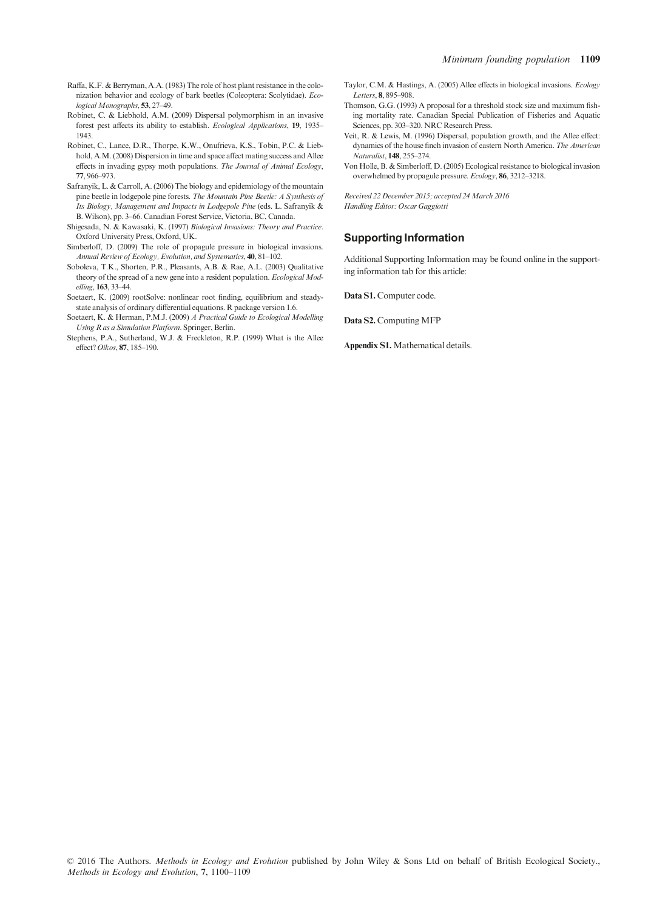Raffa, K.F. & Berryman, A.A. (1983) The role of host plant resistance in the colonization behavior and ecology of bark beetles (Coleoptera: Scolytidae). *Ecological Monographs*, **53**, 27–49.

Robinet, C. & Liebhold, A.M. (2009) Dispersal polymorphism in an invasive forest pest affects its ability to establish. *Ecological Applications*, **19**, 1935–1943.

Robinet, C., Lance, D.R., Thorpe, K.W., Onufrieva, K.S., Tobin, P.C. & Liebhold, A.M. (2008) Dispersion in time and space affect mating success and Allee effects in invading gypsy moth populations. *The Journal of Animal Ecology*, **77**, 966–973.

Safranyik, L. & Carroll, A. (2006) The biology and epidemiology of the mountain pine beetle in lodgepole pine forests. *The Mountain Pine Beetle: A Synthesis of Its Biology, Management and Impacts in Lodgepole Pine* (eds. L. Safranyik & B. Wilson), pp. 3–66. Canadian Forest Service, Victoria, BC, Canada.

Shigesada, N. & Kawasaki, K. (1997) *Biological Invasions: Theory and Practice*. Oxford University Press, Oxford, UK.

Simberloff, D. (2009) The role of propagule pressure in biological invasions. *Annual Review of Ecology, Evolution, and Systematics*, **40**, 81–102.

Soboleva, T.K., Shorten, P.R., Pleasants, A.B. & Rae, A.L. (2003) Qualitative theory of the spread of a new gene into a resident population. *Ecological Modelling*, **163**, 33–44.

Soetaert, K. (2009) rootSolve: nonlinear root finding, equilibrium and steady-state analysis of ordinary differential equations. R package version 1.6.

Soetaert, K. & Herman, P.M.J. (2009) *A Practical Guide to Ecological Modelling Using R as a Simulation Platform*. Springer, Berlin.

Stephens, P.A., Sutherland, W.J. & Freckleton, R.P. (1999) What is the Allee effect? *Oikos*, **87**, 185–190.

Taylor, C.M. & Hastings, A. (2005) Allee effects in biological invasions. *Ecology Letters*, **8**, 895–908.

Thomson, G.G. (1993) A proposal for a threshold stock size and maximum fishing mortality rate. Canadian Special Publication of Fisheries and Aquatic Sciences, pp. 303–320. NRC Research Press.

Veit, R. & Lewis, M. (1996) Dispersal, population growth, and the Allee effect: dynamics of the house finch invasion of eastern North America. *The American Naturalist*, **148**, 255–274.

Von Holle, B. & Simberloff, D. (2005) Ecological resistance to biological invasion overwhelmed by propagule pressure. *Ecology*, **86**, 3212–3218.

*Received 22 December 2015; accepted 24 March 2016*
*Handling Editor: Oscar Gaggiotti*

## Supporting Information

Additional Supporting Information may be found online in the supporting information tab for this article:

**Data S1.** Computer code.

**Data S2.** Computing MFP

**Appendix S1.** Mathematical details.